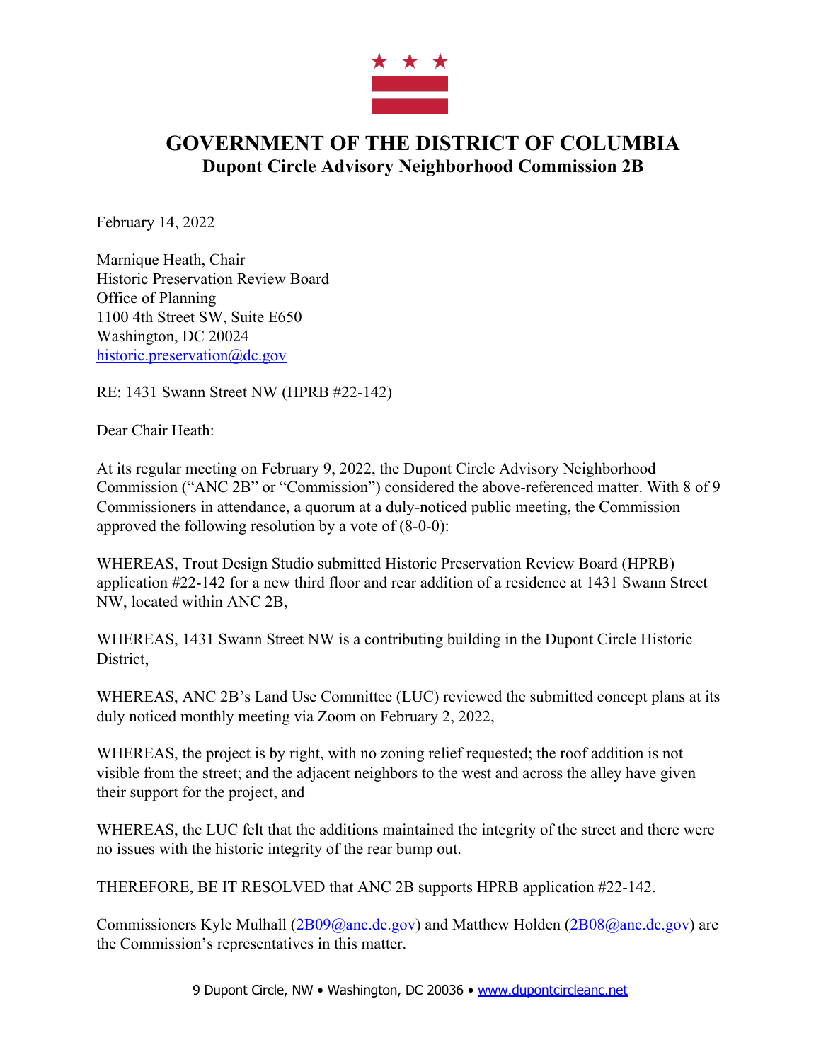# GOVERNMENT OF THE DISTRICT OF COLUMBIA
## Dupont Circle Advisory Neighborhood Commission 2B

February 14, 2022

Marnique Heath, Chair
Historic Preservation Review Board
Office of Planning
1100 4th Street SW, Suite E650
Washington, DC 20024
historic.preservation@dc.gov

RE: 1431 Swann Street NW (HPRB #22-142)

Dear Chair Heath:

At its regular meeting on February 9, 2022, the Dupont Circle Advisory Neighborhood Commission ("ANC 2B" or "Commission") considered the above-referenced matter. With 8 of 9 Commissioners in attendance, a quorum at a duly-noticed public meeting, the Commission approved the following resolution by a vote of (8-0-0):

WHEREAS, Trout Design Studio submitted Historic Preservation Review Board (HPRB) application #22-142 for a new third floor and rear addition of a residence at 1431 Swann Street NW, located within ANC 2B,

WHEREAS, 1431 Swann Street NW is a contributing building in the Dupont Circle Historic District,

WHEREAS, ANC 2B's Land Use Committee (LUC) reviewed the submitted concept plans at its duly noticed monthly meeting via Zoom on February 2, 2022,

WHEREAS, the project is by right, with no zoning relief requested; the roof addition is not visible from the street; and the adjacent neighbors to the west and across the alley have given their support for the project, and

WHEREAS, the LUC felt that the additions maintained the integrity of the street and there were no issues with the historic integrity of the rear bump out.

THEREFORE, BE IT RESOLVED that ANC 2B supports HPRB application #22-142.

Commissioners Kyle Mulhall (2B09@anc.dc.gov) and Matthew Holden (2B08@anc.dc.gov) are the Commission's representatives in this matter.

9 Dupont Circle, NW • Washington, DC 20036 • www.dupontcircleanc.net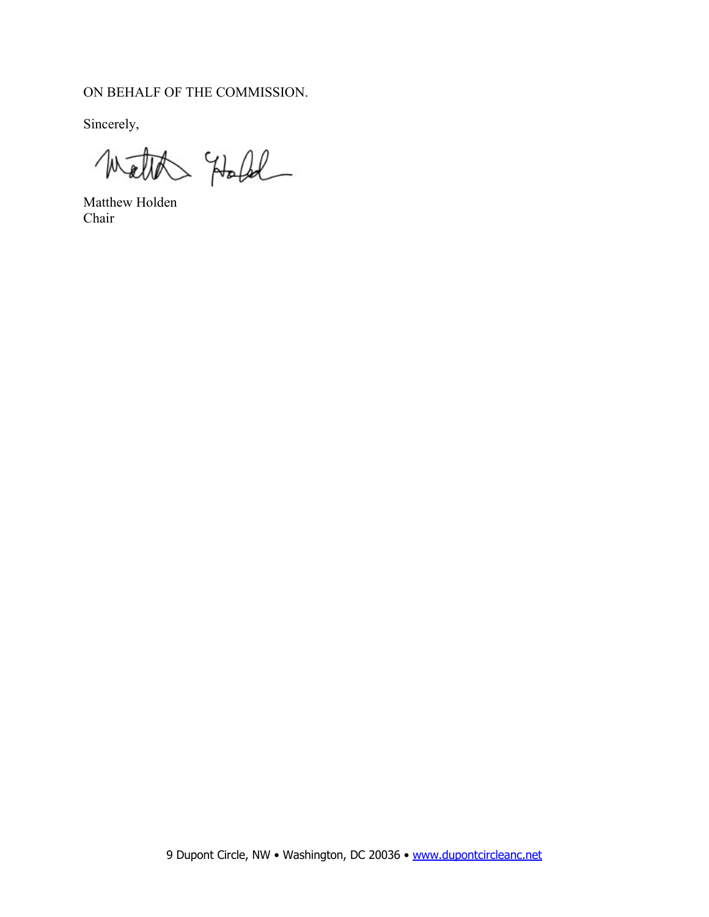ON BEHALF OF THE COMMISSION.

Sincerely,

Matthew Holden
Chair

9 Dupont Circle, NW • Washington, DC 20036 • www.dupontcircleanc.net